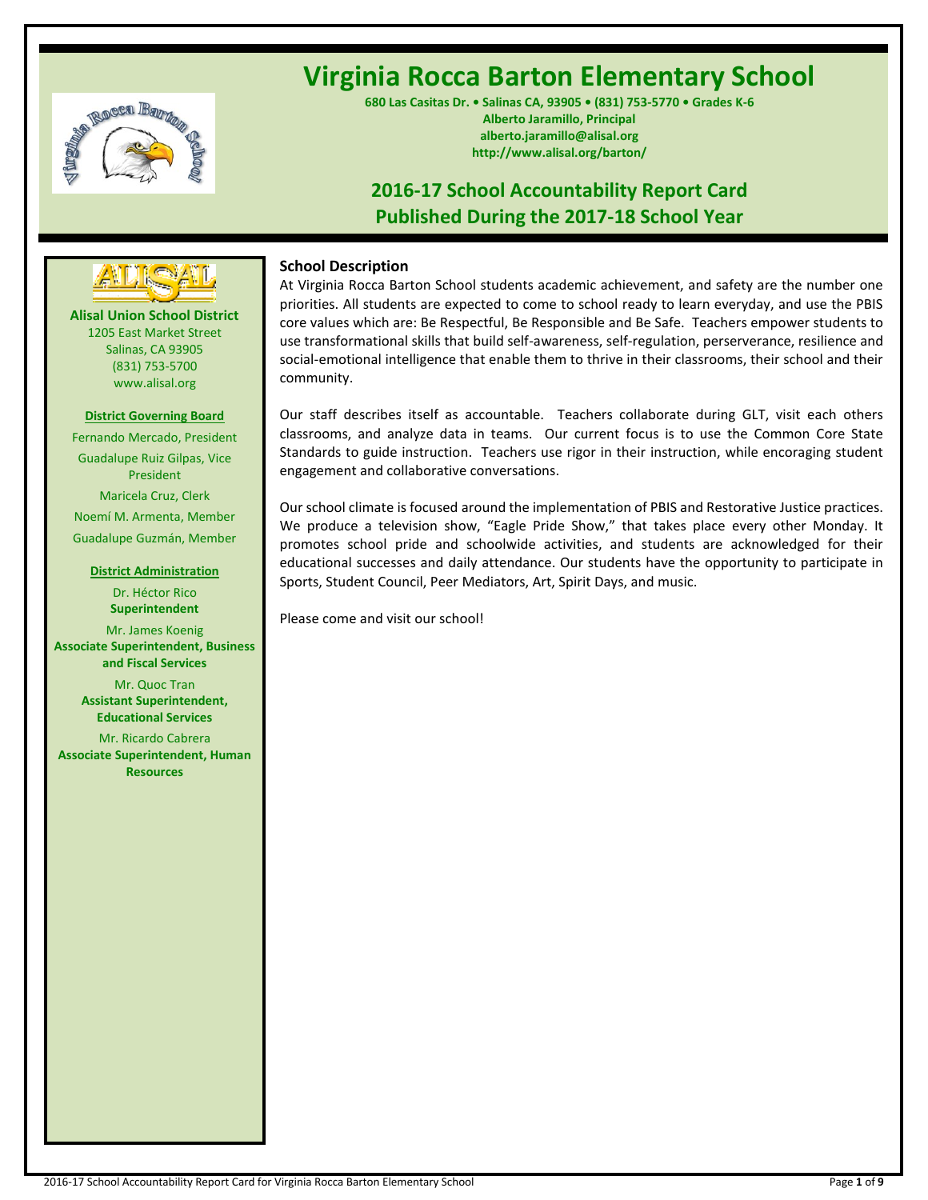# Virginia Rocca Barton Elementary School

**680 Las Casitas Dr. • Salinas CA, 93905 • (831) 753-5770 • Grades K-6**
**Alberto Jaramillo, Principal**
**alberto.jaramillo@alisal.org**
**http://www.alisal.org/barton/**

## 2016-17 School Accountability Report Card
## Published During the 2017-18 School Year

**Alisal Union School District**
1205 East Market Street
Salinas, CA 93905
(831) 753-5700
www.alisal.org

**District Governing Board**

Fernando Mercado, President
Guadalupe Ruiz Gilpas, Vice President
Maricela Cruz, Clerk
Noemí M. Armenta, Member
Guadalupe Guzmán, Member

**District Administration**

Dr. Héctor Rico
**Superintendent**

Mr. James Koenig
**Associate Superintendent, Business and Fiscal Services**

Mr. Quoc Tran
**Assistant Superintendent, Educational Services**

Mr. Ricardo Cabrera
**Associate Superintendent, Human Resources**

### School Description

At Virginia Rocca Barton School students academic achievement, and safety are the number one priorities. All students are expected to come to school ready to learn everyday, and use the PBIS core values which are: Be Respectful, Be Responsible and Be Safe. Teachers empower students to use transformational skills that build self-awareness, self-regulation, perserverance, resilience and social-emotional intelligence that enable them to thrive in their classrooms, their school and their community.

Our staff describes itself as accountable. Teachers collaborate during GLT, visit each others classrooms, and analyze data in teams. Our current focus is to use the Common Core State Standards to guide instruction. Teachers use rigor in their instruction, while encoraging student engagement and collaborative conversations.

Our school climate is focused around the implementation of PBIS and Restorative Justice practices. We produce a television show, "Eagle Pride Show," that takes place every other Monday. It promotes school pride and schoolwide activities, and students are acknowledged for their educational successes and daily attendance. Our students have the opportunity to participate in Sports, Student Council, Peer Mediators, Art, Spirit Days, and music.

Please come and visit our school!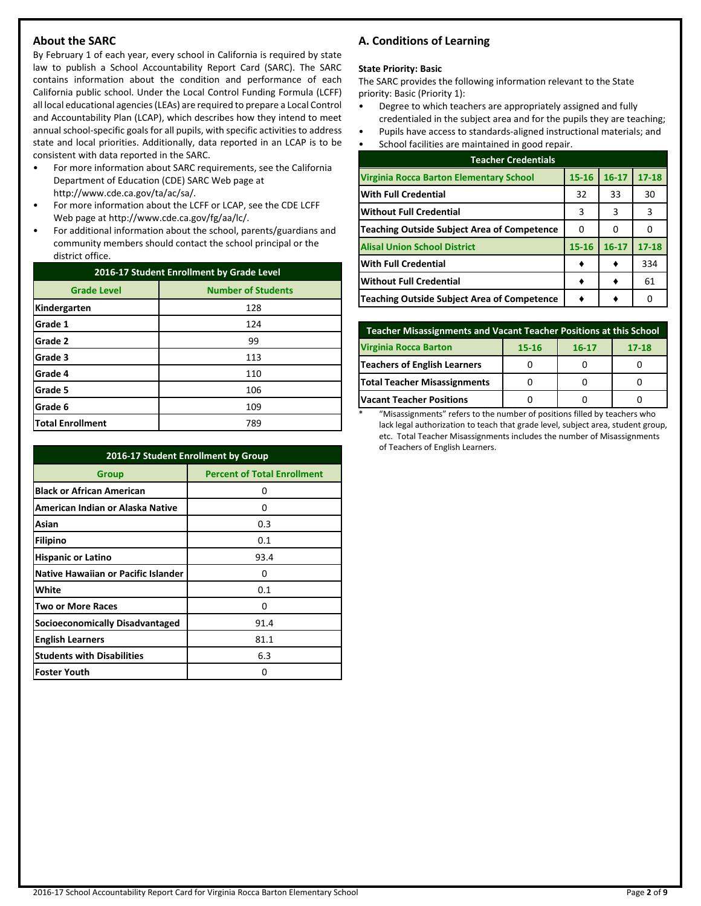## About the SARC

By February 1 of each year, every school in California is required by state law to publish a School Accountability Report Card (SARC). The SARC contains information about the condition and performance of each California public school. Under the Local Control Funding Formula (LCFF) all local educational agencies (LEAs) are required to prepare a Local Control and Accountability Plan (LCAP), which describes how they intend to meet annual school-specific goals for all pupils, with specific activities to address state and local priorities. Additionally, data reported in an LCAP is to be consistent with data reported in the SARC.

- For more information about SARC requirements, see the California Department of Education (CDE) SARC Web page at http://www.cde.ca.gov/ta/ac/sa/.
- For more information about the LCFF or LCAP, see the CDE LCFF Web page at http://www.cde.ca.gov/fg/aa/lc/.
- For additional information about the school, parents/guardians and community members should contact the school principal or the district office.

| 2016-17 Student Enrollment by Grade Level | |
|---|---|
| **Grade Level** | **Number of Students** |
| Kindergarten | 128 |
| Grade 1 | 124 |
| Grade 2 | 99 |
| Grade 3 | 113 |
| Grade 4 | 110 |
| Grade 5 | 106 |
| Grade 6 | 109 |
| Total Enrollment | 789 |

| 2016-17 Student Enrollment by Group | |
|---|---|
| **Group** | **Percent of Total Enrollment** |
| Black or African American | 0 |
| American Indian or Alaska Native | 0 |
| Asian | 0.3 |
| Filipino | 0.1 |
| Hispanic or Latino | 93.4 |
| Native Hawaiian or Pacific Islander | 0 |
| White | 0.1 |
| Two or More Races | 0 |
| Socioeconomically Disadvantaged | 91.4 |
| English Learners | 81.1 |
| Students with Disabilities | 6.3 |
| Foster Youth | 0 |

## A. Conditions of Learning

**State Priority: Basic**

The SARC provides the following information relevant to the State priority: Basic (Priority 1):

- Degree to which teachers are appropriately assigned and fully credentialed in the subject area and for the pupils they are teaching;
- Pupils have access to standards-aligned instructional materials; and
- School facilities are maintained in good repair.

| Teacher Credentials | | | |
|---|---|---|---|
| **Virginia Rocca Barton Elementary School** | **15-16** | **16-17** | **17-18** |
| With Full Credential | 32 | 33 | 30 |
| Without Full Credential | 3 | 3 | 3 |
| Teaching Outside Subject Area of Competence | 0 | 0 | 0 |
| **Alisal Union School District** | **15-16** | **16-17** | **17-18** |
| With Full Credential | ♦ | ♦ | 334 |
| Without Full Credential | ♦ | ♦ | 61 |
| Teaching Outside Subject Area of Competence | ♦ | ♦ | 0 |

| Teacher Misassignments and Vacant Teacher Positions at this School | | | |
|---|---|---|---|
| **Virginia Rocca Barton** | **15-16** | **16-17** | **17-18** |
| Teachers of English Learners | 0 | 0 | 0 |
| Total Teacher Misassignments | 0 | 0 | 0 |
| Vacant Teacher Positions | 0 | 0 | 0 |

\* "Misassignments" refers to the number of positions filled by teachers who lack legal authorization to teach that grade level, subject area, student group, etc. Total Teacher Misassignments includes the number of Misassignments of Teachers of English Learners.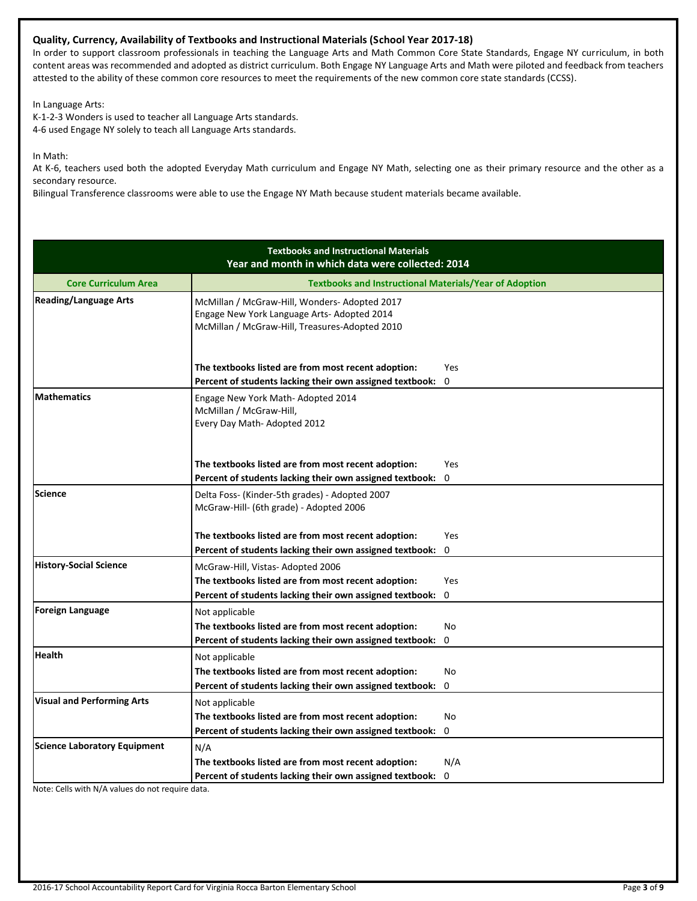**Quality, Currency, Availability of Textbooks and Instructional Materials (School Year 2017-18)**

In order to support classroom professionals in teaching the Language Arts and Math Common Core State Standards, Engage NY curriculum, in both content areas was recommended and adopted as district curriculum. Both Engage NY Language Arts and Math were piloted and feedback from teachers attested to the ability of these common core resources to meet the requirements of the new common core state standards (CCSS).

In Language Arts:
K-1-2-3 Wonders is used to teacher all Language Arts standards.
4-6 used Engage NY solely to teach all Language Arts standards.

In Math:
At K-6, teachers used both the adopted Everyday Math curriculum and Engage NY Math, selecting one as their primary resource and the other as a secondary resource.
Bilingual Transference classrooms were able to use the Engage NY Math because student materials became available.

| **Textbooks and Instructional Materials<br>Year and month in which data were collected: 2014** | | |
|---|---|---|
| **Core Curriculum Area** | **Textbooks and Instructional Materials/Year of Adoption** | |
| **Reading/Language Arts** | McMillan / McGraw-Hill, Wonders- Adopted 2017<br>Engage New York Language Arts- Adopted 2014<br>McMillan / McGraw-Hill, Treasures-Adopted 2010 | |
| | **The textbooks listed are from most recent adoption:** | Yes |
| | **Percent of students lacking their own assigned textbook:** | 0 |
| **Mathematics** | Engage New York Math- Adopted 2014<br>McMillan / McGraw-Hill,<br>Every Day Math- Adopted 2012 | |
| | **The textbooks listed are from most recent adoption:** | Yes |
| | **Percent of students lacking their own assigned textbook:** | 0 |
| **Science** | Delta Foss- (Kinder-5th grades) - Adopted 2007<br>McGraw-Hill- (6th grade) - Adopted 2006 | |
| | **The textbooks listed are from most recent adoption:** | Yes |
| | **Percent of students lacking their own assigned textbook:** | 0 |
| **History-Social Science** | McGraw-Hill, Vistas- Adopted 2006 | |
| | **The textbooks listed are from most recent adoption:** | Yes |
| | **Percent of students lacking their own assigned textbook:** | 0 |
| **Foreign Language** | Not applicable | |
| | **The textbooks listed are from most recent adoption:** | No |
| | **Percent of students lacking their own assigned textbook:** | 0 |
| **Health** | Not applicable | |
| | **The textbooks listed are from most recent adoption:** | No |
| | **Percent of students lacking their own assigned textbook:** | 0 |
| **Visual and Performing Arts** | Not applicable | |
| | **The textbooks listed are from most recent adoption:** | No |
| | **Percent of students lacking their own assigned textbook:** | 0 |
| **Science Laboratory Equipment** | N/A | |
| | **The textbooks listed are from most recent adoption:** | N/A |
| | **Percent of students lacking their own assigned textbook:** | 0 |

Note: Cells with N/A values do not require data.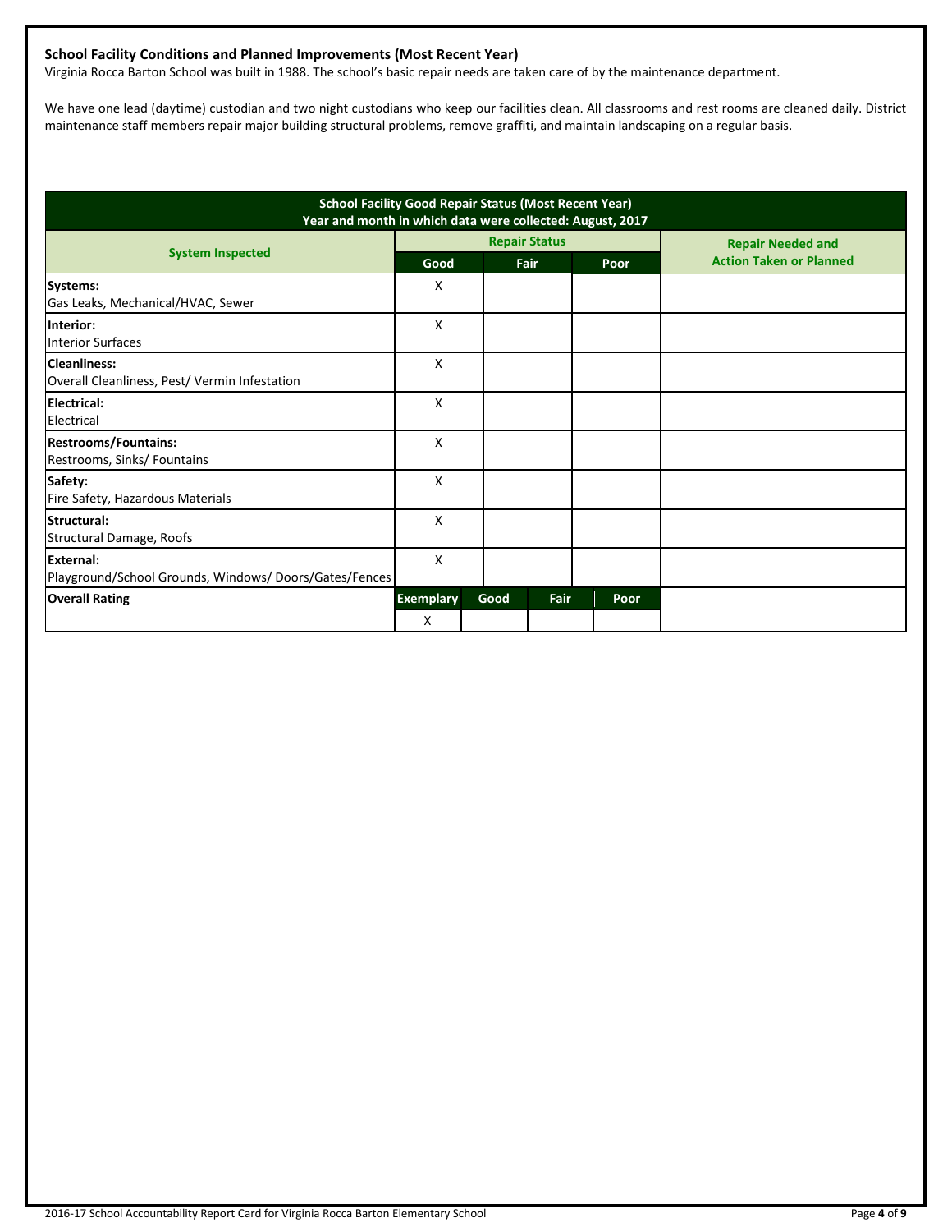### School Facility Conditions and Planned Improvements (Most Recent Year)

Virginia Rocca Barton School was built in 1988. The school's basic repair needs are taken care of by the maintenance department.

We have one lead (daytime) custodian and two night custodians who keep our facilities clean. All classrooms and rest rooms are cleaned daily. District maintenance staff members repair major building structural problems, remove graffiti, and maintain landscaping on a regular basis.

**School Facility Good Repair Status (Most Recent Year)**
**Year and month in which data were collected: August, 2017**

| System Inspected | Repair Status | | | Repair Needed and Action Taken or Planned |
|---|---|---|---|---|
| | Good | Fair | Poor | |
| **Systems:** Gas Leaks, Mechanical/HVAC, Sewer | X | | | |
| **Interior:** Interior Surfaces | X | | | |
| **Cleanliness:** Overall Cleanliness, Pest/ Vermin Infestation | X | | | |
| **Electrical:** Electrical | X | | | |
| **Restrooms/Fountains:** Restrooms, Sinks/ Fountains | X | | | |
| **Safety:** Fire Safety, Hazardous Materials | X | | | |
| **Structural:** Structural Damage, Roofs | X | | | |
| **External:** Playground/School Grounds, Windows/ Doors/Gates/Fences | X | | | |

| Overall Rating | Exemplary | Good | Fair | Poor |
|---|---|---|---|---|
| | X | | | |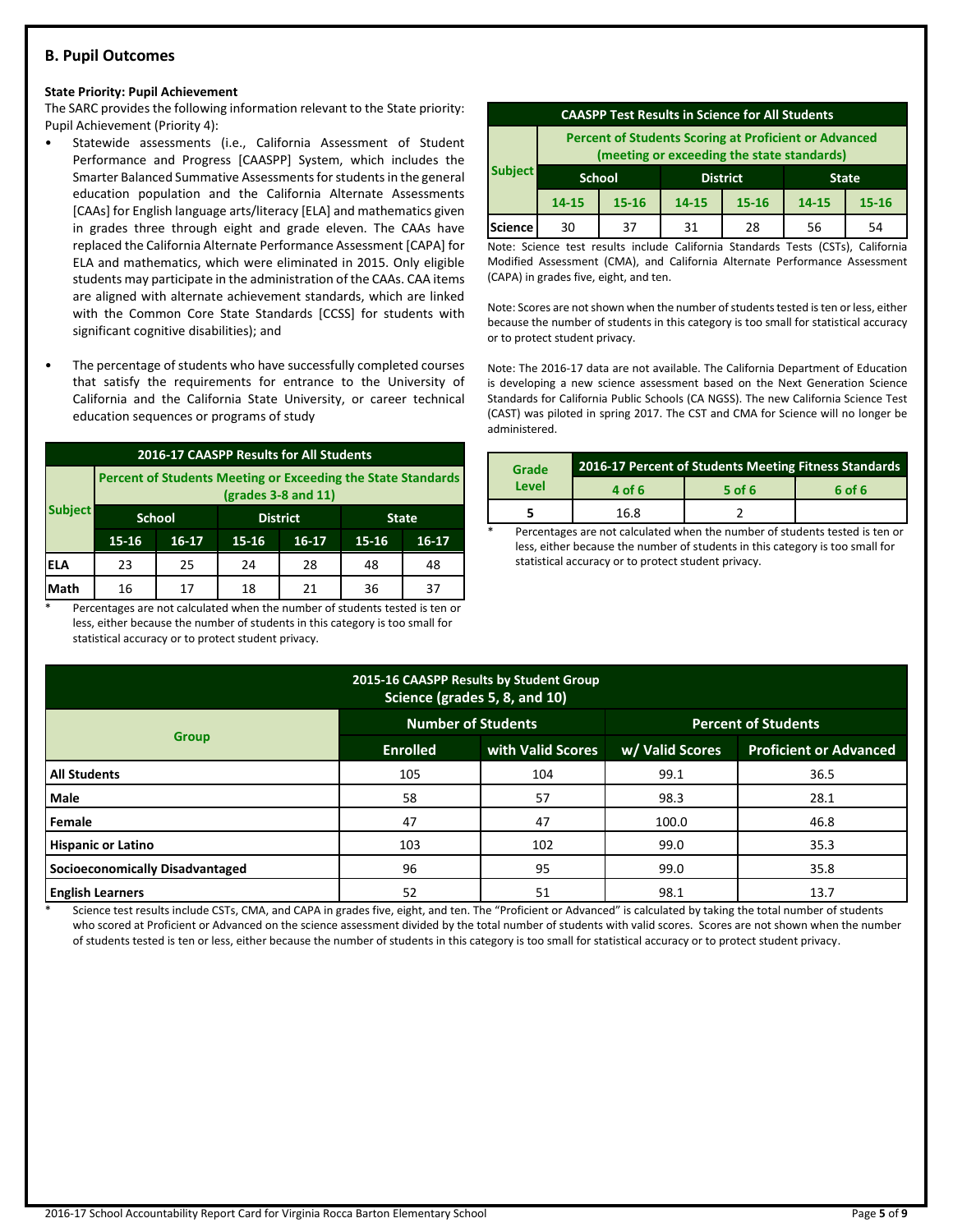## B. Pupil Outcomes

**State Priority: Pupil Achievement**

The SARC provides the following information relevant to the State priority: Pupil Achievement (Priority 4):

- Statewide assessments (i.e., California Assessment of Student Performance and Progress [CAASPP] System, which includes the Smarter Balanced Summative Assessments for students in the general education population and the California Alternate Assessments [CAAs] for English language arts/literacy [ELA] and mathematics given in grades three through eight and grade eleven. The CAAs have replaced the California Alternate Performance Assessment [CAPA] for ELA and mathematics, which were eliminated in 2015. Only eligible students may participate in the administration of the CAAs. CAA items are aligned with alternate achievement standards, which are linked with the Common Core State Standards [CCSS] for students with significant cognitive disabilities); and
- The percentage of students who have successfully completed courses that satisfy the requirements for entrance to the University of California and the California State University, or career technical education sequences or programs of study

**2016-17 CAASPP Results for All Students**

| Subject | Percent of Students Meeting or Exceeding the State Standards (grades 3-8 and 11) | | | | | |
|---|---|---|---|---|---|---|
| | School | | District | | State | |
| | 15-16 | 16-17 | 15-16 | 16-17 | 15-16 | 16-17 |
| ELA | 23 | 25 | 24 | 28 | 48 | 48 |
| Math | 16 | 17 | 18 | 21 | 36 | 37 |

\* Percentages are not calculated when the number of students tested is ten or less, either because the number of students in this category is too small for statistical accuracy or to protect student privacy.

**CAASPP Test Results in Science for All Students**

| Subject | Percent of Students Scoring at Proficient or Advanced (meeting or exceeding the state standards) | | | | | |
|---|---|---|---|---|---|---|
| | School | | District | | State | |
| | 14-15 | 15-16 | 14-15 | 15-16 | 14-15 | 15-16 |
| Science | 30 | 37 | 31 | 28 | 56 | 54 |

Note: Science test results include California Standards Tests (CSTs), California Modified Assessment (CMA), and California Alternate Performance Assessment (CAPA) in grades five, eight, and ten.

Note: Scores are not shown when the number of students tested is ten or less, either because the number of students in this category is too small for statistical accuracy or to protect student privacy.

Note: The 2016-17 data are not available. The California Department of Education is developing a new science assessment based on the Next Generation Science Standards for California Public Schools (CA NGSS). The new California Science Test (CAST) was piloted in spring 2017. The CST and CMA for Science will no longer be administered.

| Grade Level | 2016-17 Percent of Students Meeting Fitness Standards | | |
|---|---|---|---|
| | 4 of 6 | 5 of 6 | 6 of 6 |
| 5 | 16.8 | 2 | |

\* Percentages are not calculated when the number of students tested is ten or less, either because the number of students in this category is too small for statistical accuracy or to protect student privacy.

**2015-16 CAASPP Results by Student Group Science (grades 5, 8, and 10)**

| Group | Number of Students | | Percent of Students | |
|---|---|---|---|---|
| | Enrolled | with Valid Scores | w/ Valid Scores | Proficient or Advanced |
| All Students | 105 | 104 | 99.1 | 36.5 |
| Male | 58 | 57 | 98.3 | 28.1 |
| Female | 47 | 47 | 100.0 | 46.8 |
| Hispanic or Latino | 103 | 102 | 99.0 | 35.3 |
| Socioeconomically Disadvantaged | 96 | 95 | 99.0 | 35.8 |
| English Learners | 52 | 51 | 98.1 | 13.7 |

\* Science test results include CSTs, CMA, and CAPA in grades five, eight, and ten. The "Proficient or Advanced" is calculated by taking the total number of students who scored at Proficient or Advanced on the science assessment divided by the total number of students with valid scores. Scores are not shown when the number of students tested is ten or less, either because the number of students in this category is too small for statistical accuracy or to protect student privacy.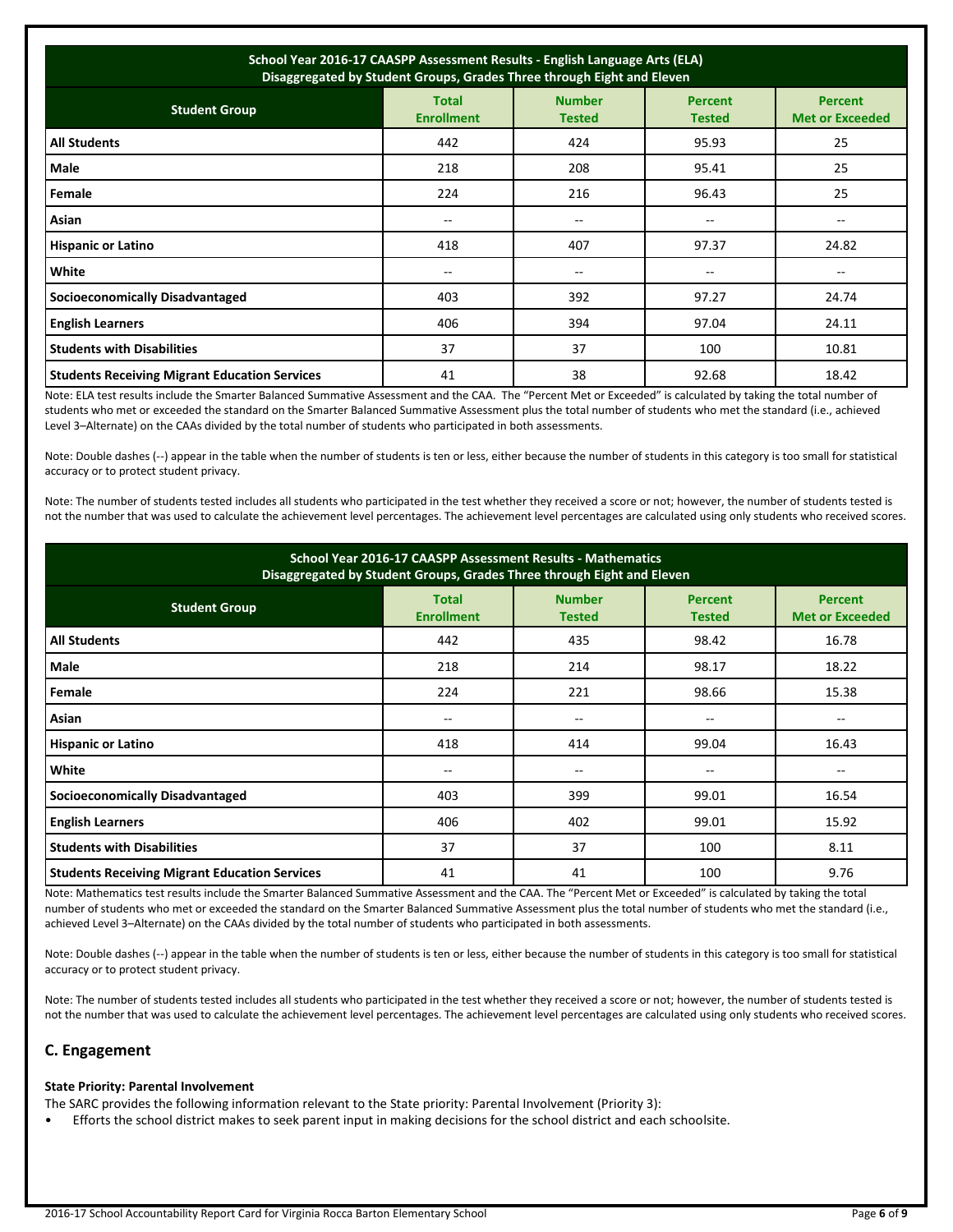| School Year 2016-17 CAASPP Assessment Results - English Language Arts (ELA) Disaggregated by Student Groups, Grades Three through Eight and Eleven | | | | |
|---|---|---|---|---|
| **Student Group** | **Total Enrollment** | **Number Tested** | **Percent Tested** | **Percent Met or Exceeded** |
| **All Students** | 442 | 424 | 95.93 | 25 |
| **Male** | 218 | 208 | 95.41 | 25 |
| **Female** | 224 | 216 | 96.43 | 25 |
| **Asian** | -- | -- | -- | -- |
| **Hispanic or Latino** | 418 | 407 | 97.37 | 24.82 |
| **White** | -- | -- | -- | -- |
| **Socioeconomically Disadvantaged** | 403 | 392 | 97.27 | 24.74 |
| **English Learners** | 406 | 394 | 97.04 | 24.11 |
| **Students with Disabilities** | 37 | 37 | 100 | 10.81 |
| **Students Receiving Migrant Education Services** | 41 | 38 | 92.68 | 18.42 |

Note: ELA test results include the Smarter Balanced Summative Assessment and the CAA. The "Percent Met or Exceeded" is calculated by taking the total number of students who met or exceeded the standard on the Smarter Balanced Summative Assessment plus the total number of students who met the standard (i.e., achieved Level 3–Alternate) on the CAAs divided by the total number of students who participated in both assessments.

Note: Double dashes (--) appear in the table when the number of students is ten or less, either because the number of students in this category is too small for statistical accuracy or to protect student privacy.

Note: The number of students tested includes all students who participated in the test whether they received a score or not; however, the number of students tested is not the number that was used to calculate the achievement level percentages. The achievement level percentages are calculated using only students who received scores.

| School Year 2016-17 CAASPP Assessment Results - Mathematics Disaggregated by Student Groups, Grades Three through Eight and Eleven | | | | |
|---|---|---|---|---|
| **Student Group** | **Total Enrollment** | **Number Tested** | **Percent Tested** | **Percent Met or Exceeded** |
| **All Students** | 442 | 435 | 98.42 | 16.78 |
| **Male** | 218 | 214 | 98.17 | 18.22 |
| **Female** | 224 | 221 | 98.66 | 15.38 |
| **Asian** | -- | -- | -- | -- |
| **Hispanic or Latino** | 418 | 414 | 99.04 | 16.43 |
| **White** | -- | -- | -- | -- |
| **Socioeconomically Disadvantaged** | 403 | 399 | 99.01 | 16.54 |
| **English Learners** | 406 | 402 | 99.01 | 15.92 |
| **Students with Disabilities** | 37 | 37 | 100 | 8.11 |
| **Students Receiving Migrant Education Services** | 41 | 41 | 100 | 9.76 |

Note: Mathematics test results include the Smarter Balanced Summative Assessment and the CAA. The "Percent Met or Exceeded" is calculated by taking the total number of students who met or exceeded the standard on the Smarter Balanced Summative Assessment plus the total number of students who met the standard (i.e., achieved Level 3–Alternate) on the CAAs divided by the total number of students who participated in both assessments.

Note: Double dashes (--) appear in the table when the number of students is ten or less, either because the number of students in this category is too small for statistical accuracy or to protect student privacy.

Note: The number of students tested includes all students who participated in the test whether they received a score or not; however, the number of students tested is not the number that was used to calculate the achievement level percentages. The achievement level percentages are calculated using only students who received scores.

## C. Engagement

**State Priority: Parental Involvement**

The SARC provides the following information relevant to the State priority: Parental Involvement (Priority 3):

- Efforts the school district makes to seek parent input in making decisions for the school district and each schoolsite.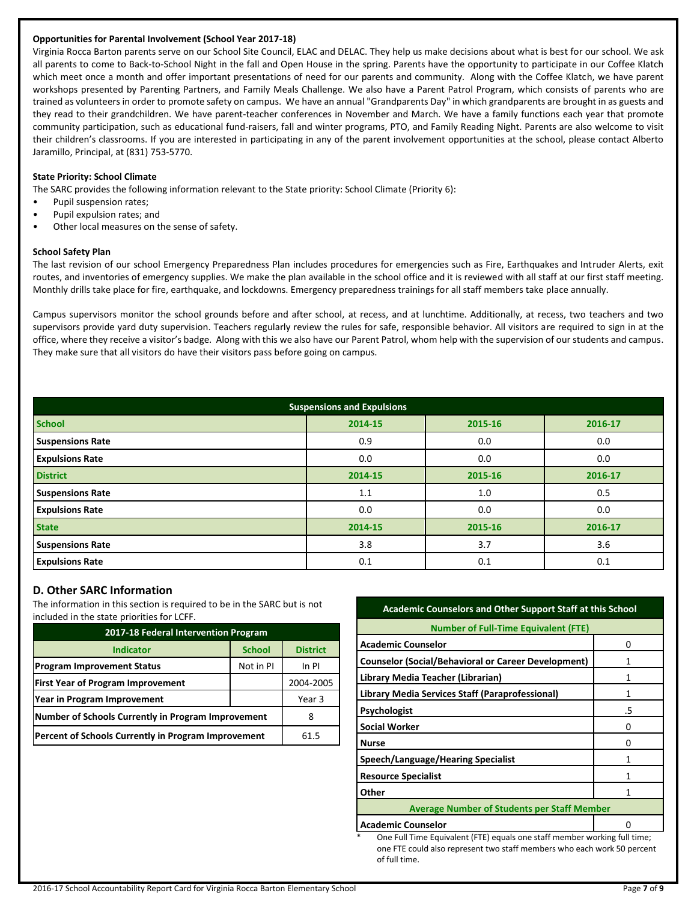**Opportunities for Parental Involvement (School Year 2017-18)**

Virginia Rocca Barton parents serve on our School Site Council, ELAC and DELAC. They help us make decisions about what is best for our school. We ask all parents to come to Back-to-School Night in the fall and Open House in the spring. Parents have the opportunity to participate in our Coffee Klatch which meet once a month and offer important presentations of need for our parents and community. Along with the Coffee Klatch, we have parent workshops presented by Parenting Partners, and Family Meals Challenge. We also have a Parent Patrol Program, which consists of parents who are trained as volunteers in order to promote safety on campus. We have an annual "Grandparents Day" in which grandparents are brought in as guests and they read to their grandchildren. We have parent-teacher conferences in November and March. We have a family functions each year that promote community participation, such as educational fund-raisers, fall and winter programs, PTO, and Family Reading Night. Parents are also welcome to visit their children's classrooms. If you are interested in participating in any of the parent involvement opportunities at the school, please contact Alberto Jaramillo, Principal, at (831) 753-5770.

**State Priority: School Climate**

The SARC provides the following information relevant to the State priority: School Climate (Priority 6):

- Pupil suspension rates;
- Pupil expulsion rates; and
- Other local measures on the sense of safety.

**School Safety Plan**

The last revision of our school Emergency Preparedness Plan includes procedures for emergencies such as Fire, Earthquakes and Intruder Alerts, exit routes, and inventories of emergency supplies. We make the plan available in the school office and it is reviewed with all staff at our first staff meeting. Monthly drills take place for fire, earthquake, and lockdowns. Emergency preparedness trainings for all staff members take place annually.

Campus supervisors monitor the school grounds before and after school, at recess, and at lunchtime. Additionally, at recess, two teachers and two supervisors provide yard duty supervision. Teachers regularly review the rules for safe, responsible behavior. All visitors are required to sign in at the office, where they receive a visitor's badge. Along with this we also have our Parent Patrol, whom help with the supervision of our students and campus. They make sure that all visitors do have their visitors pass before going on campus.

| Suspensions and Expulsions | | | |
|---|---|---|---|
| **School** | **2014-15** | **2015-16** | **2016-17** |
| **Suspensions Rate** | 0.9 | 0.0 | 0.0 |
| **Expulsions Rate** | 0.0 | 0.0 | 0.0 |
| **District** | **2014-15** | **2015-16** | **2016-17** |
| **Suspensions Rate** | 1.1 | 1.0 | 0.5 |
| **Expulsions Rate** | 0.0 | 0.0 | 0.0 |
| **State** | **2014-15** | **2015-16** | **2016-17** |
| **Suspensions Rate** | 3.8 | 3.7 | 3.6 |
| **Expulsions Rate** | 0.1 | 0.1 | 0.1 |

## D. Other SARC Information

The information in this section is required to be in the SARC but is not included in the state priorities for LCFF.

| 2017-18 Federal Intervention Program | | |
|---|---|---|
| **Indicator** | **School** | **District** |
| **Program Improvement Status** | Not in PI | In PI |
| **First Year of Program Improvement** | | 2004-2005 |
| **Year in Program Improvement** | | Year 3 |
| **Number of Schools Currently in Program Improvement** | | 8 |
| **Percent of Schools Currently in Program Improvement** | | 61.5 |

| Academic Counselors and Other Support Staff at this School | |
|---|---|
| **Number of Full-Time Equivalent (FTE)** | |
| **Academic Counselor** | 0 |
| **Counselor (Social/Behavioral or Career Development)** | 1 |
| **Library Media Teacher (Librarian)** | 1 |
| **Library Media Services Staff (Paraprofessional)** | 1 |
| **Psychologist** | .5 |
| **Social Worker** | 0 |
| **Nurse** | 0 |
| **Speech/Language/Hearing Specialist** | 1 |
| **Resource Specialist** | 1 |
| **Other** | 1 |
| **Average Number of Students per Staff Member** | |
| **Academic Counselor** | 0 |

\* One Full Time Equivalent (FTE) equals one staff member working full time; one FTE could also represent two staff members who each work 50 percent of full time.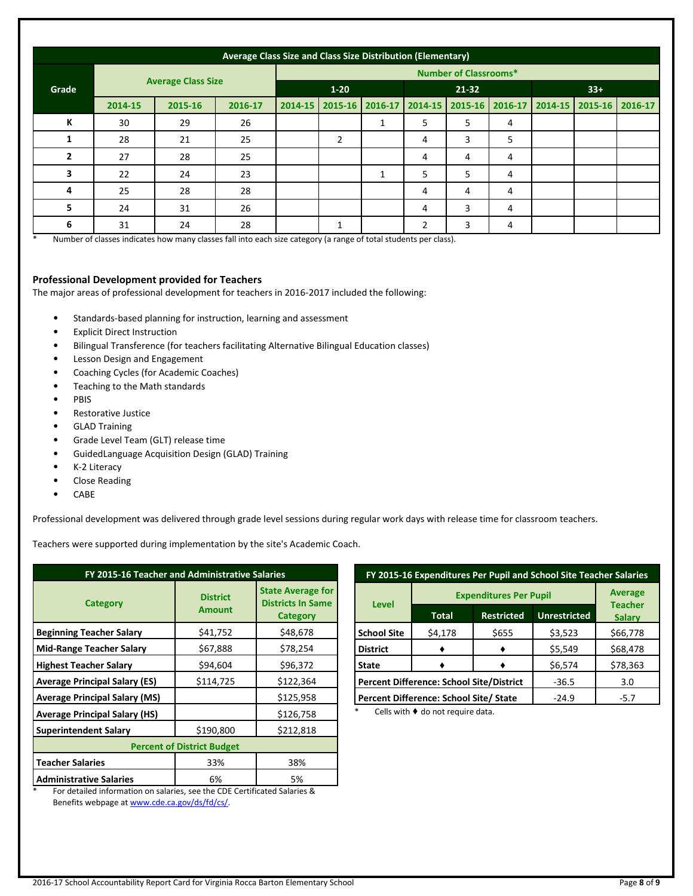| Average Class Size and Class Size Distribution (Elementary) | | | | | | | | | | | | |
|---|---|---|---|---|---|---|---|---|---|---|---|---|
| Grade | Average Class Size | | | Number of Classrooms* | | | | | | | | |
| | | | | 1-20 | | | 21-32 | | | 33+ | | |
| | 2014-15 | 2015-16 | 2016-17 | 2014-15 | 2015-16 | 2016-17 | 2014-15 | 2015-16 | 2016-17 | 2014-15 | 2015-16 | 2016-17 |
| K | 30 | 29 | 26 | | | 1 | 5 | 5 | 4 | | | |
| 1 | 28 | 21 | 25 | | 2 | | 4 | 3 | 5 | | | |
| 2 | 27 | 28 | 25 | | | | 4 | 4 | 4 | | | |
| 3 | 22 | 24 | 23 | | | 1 | 5 | 5 | 4 | | | |
| 4 | 25 | 28 | 28 | | | | 4 | 4 | 4 | | | |
| 5 | 24 | 31 | 26 | | | | 4 | 3 | 4 | | | |
| 6 | 31 | 24 | 28 | | 1 | | 2 | 3 | 4 | | | |

\* Number of classes indicates how many classes fall into each size category (a range of total students per class).

### Professional Development provided for Teachers

The major areas of professional development for teachers in 2016-2017 included the following:

- Standards-based planning for instruction, learning and assessment
- Explicit Direct Instruction
- Bilingual Transference (for teachers facilitating Alternative Bilingual Education classes)
- Lesson Design and Engagement
- Coaching Cycles (for Academic Coaches)
- Teaching to the Math standards
- PBIS
- Restorative Justice
- GLAD Training
- Grade Level Team (GLT) release time
- GuidedLanguage Acquisition Design (GLAD) Training
- K-2 Literacy
- Close Reading
- CABE

Professional development was delivered through grade level sessions during regular work days with release time for classroom teachers.

Teachers were supported during implementation by the site's Academic Coach.

| FY 2015-16 Teacher and Administrative Salaries | | |
|---|---|---|
| Category | District Amount | State Average for Districts In Same Category |
| Beginning Teacher Salary | $41,752 | $48,678 |
| Mid-Range Teacher Salary | $67,888 | $78,254 |
| Highest Teacher Salary | $94,604 | $96,372 |
| Average Principal Salary (ES) | $114,725 | $122,364 |
| Average Principal Salary (MS) | | $125,958 |
| Average Principal Salary (HS) | | $126,758 |
| Superintendent Salary | $190,800 | $212,818 |
| Percent of District Budget | | |
| Teacher Salaries | 33% | 38% |
| Administrative Salaries | 6% | 5% |

\* For detailed information on salaries, see the CDE Certificated Salaries & Benefits webpage at www.cde.ca.gov/ds/fd/cs/.

| FY 2015-16 Expenditures Per Pupil and School Site Teacher Salaries | | | | |
|---|---|---|---|---|
| Level | Expenditures Per Pupil | | | Average Teacher Salary |
| | Total | Restricted | Unrestricted | |
| School Site | $4,178 | $655 | $3,523 | $66,778 |
| District | ♦ | ♦ | $5,549 | $68,478 |
| State | ♦ | ♦ | $6,574 | $78,363 |
| Percent Difference: School Site/District | | | -36.5 | 3.0 |
| Percent Difference: School Site/ State | | | -24.9 | -5.7 |

\* Cells with ♦ do not require data.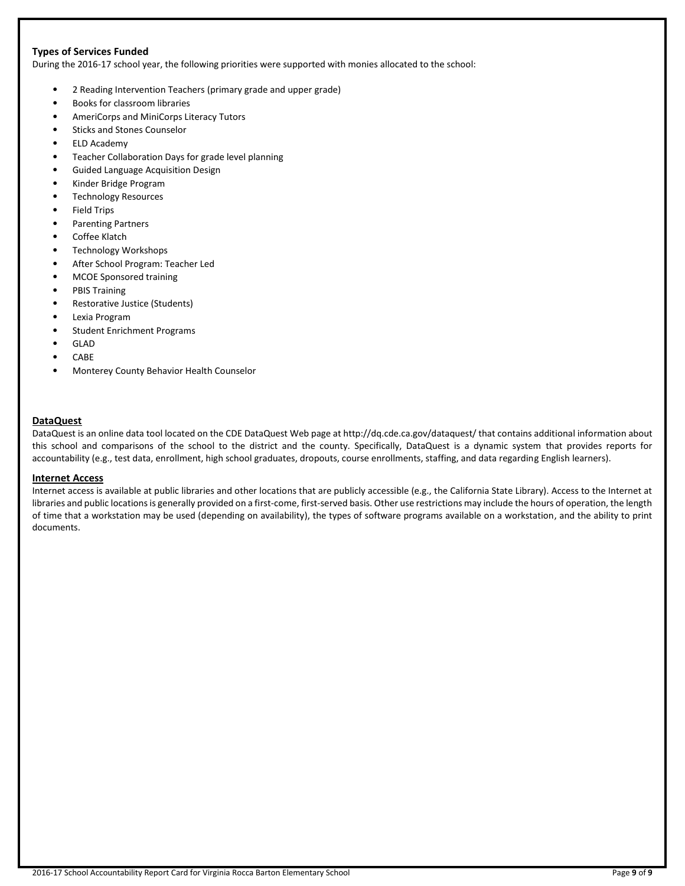### Types of Services Funded

During the 2016-17 school year, the following priorities were supported with monies allocated to the school:

- 2 Reading Intervention Teachers (primary grade and upper grade)
- Books for classroom libraries
- AmeriCorps and MiniCorps Literacy Tutors
- Sticks and Stones Counselor
- ELD Academy
- Teacher Collaboration Days for grade level planning
- Guided Language Acquisition Design
- Kinder Bridge Program
- Technology Resources
- Field Trips
- Parenting Partners
- Coffee Klatch
- Technology Workshops
- After School Program: Teacher Led
- MCOE Sponsored training
- PBIS Training
- Restorative Justice (Students)
- Lexia Program
- Student Enrichment Programs
- GLAD
- CABE
- Monterey County Behavior Health Counselor

### DataQuest

DataQuest is an online data tool located on the CDE DataQuest Web page at http://dq.cde.ca.gov/dataquest/ that contains additional information about this school and comparisons of the school to the district and the county. Specifically, DataQuest is a dynamic system that provides reports for accountability (e.g., test data, enrollment, high school graduates, dropouts, course enrollments, staffing, and data regarding English learners).

### Internet Access

Internet access is available at public libraries and other locations that are publicly accessible (e.g., the California State Library). Access to the Internet at libraries and public locations is generally provided on a first-come, first-served basis. Other use restrictions may include the hours of operation, the length of time that a workstation may be used (depending on availability), the types of software programs available on a workstation, and the ability to print documents.